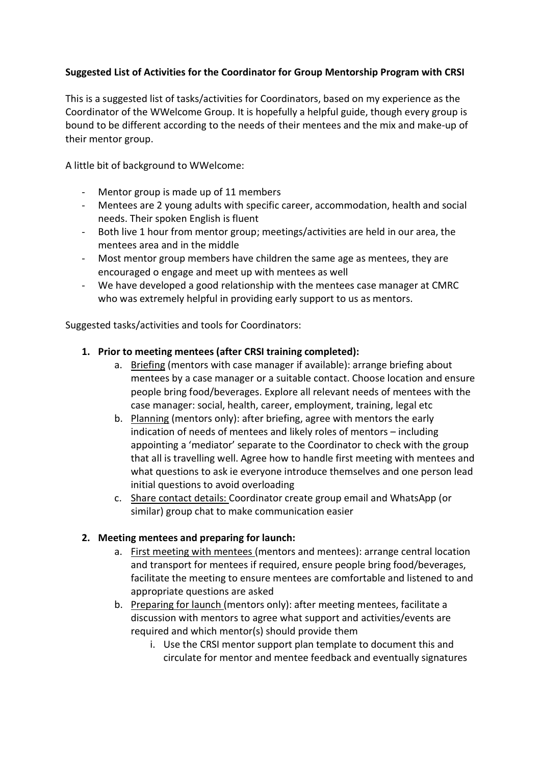**Suggested List of Activities for the Coordinator for Group Mentorship Program with CRSI**

This is a suggested list of tasks/activities for Coordinators, based on my experience as the Coordinator of the WWelcome Group. It is hopefully a helpful guide, though every group is bound to be different according to the needs of their mentees and the mix and make-up of their mentor group.

A little bit of background to WWelcome:

- Mentor group is made up of 11 members
- Mentees are 2 young adults with specific career, accommodation, health and social needs. Their spoken English is fluent
- Both live 1 hour from mentor group; meetings/activities are held in our area, the mentees area and in the middle
- Most mentor group members have children the same age as mentees, they are encouraged o engage and meet up with mentees as well
- We have developed a good relationship with the mentees case manager at CMRC who was extremely helpful in providing early support to us as mentors.

Suggested tasks/activities and tools for Coordinators:

1. **Prior to meeting mentees (after CRSI training completed):**
   a. Briefing (mentors with case manager if available): arrange briefing about mentees by a case manager or a suitable contact. Choose location and ensure people bring food/beverages. Explore all relevant needs of mentees with the case manager: social, health, career, employment, training, legal etc
   b. Planning (mentors only): after briefing, agree with mentors the early indication of needs of mentees and likely roles of mentors – including appointing a 'mediator' separate to the Coordinator to check with the group that all is travelling well. Agree how to handle first meeting with mentees and what questions to ask ie everyone introduce themselves and one person lead initial questions to avoid overloading
   c. Share contact details: Coordinator create group email and WhatsApp (or similar) group chat to make communication easier

2. **Meeting mentees and preparing for launch:**
   a. First meeting with mentees (mentors and mentees): arrange central location and transport for mentees if required, ensure people bring food/beverages, facilitate the meeting to ensure mentees are comfortable and listened to and appropriate questions are asked
   b. Preparing for launch (mentors only): after meeting mentees, facilitate a discussion with mentors to agree what support and activities/events are required and which mentor(s) should provide them
      i. Use the CRSI mentor support plan template to document this and circulate for mentor and mentee feedback and eventually signatures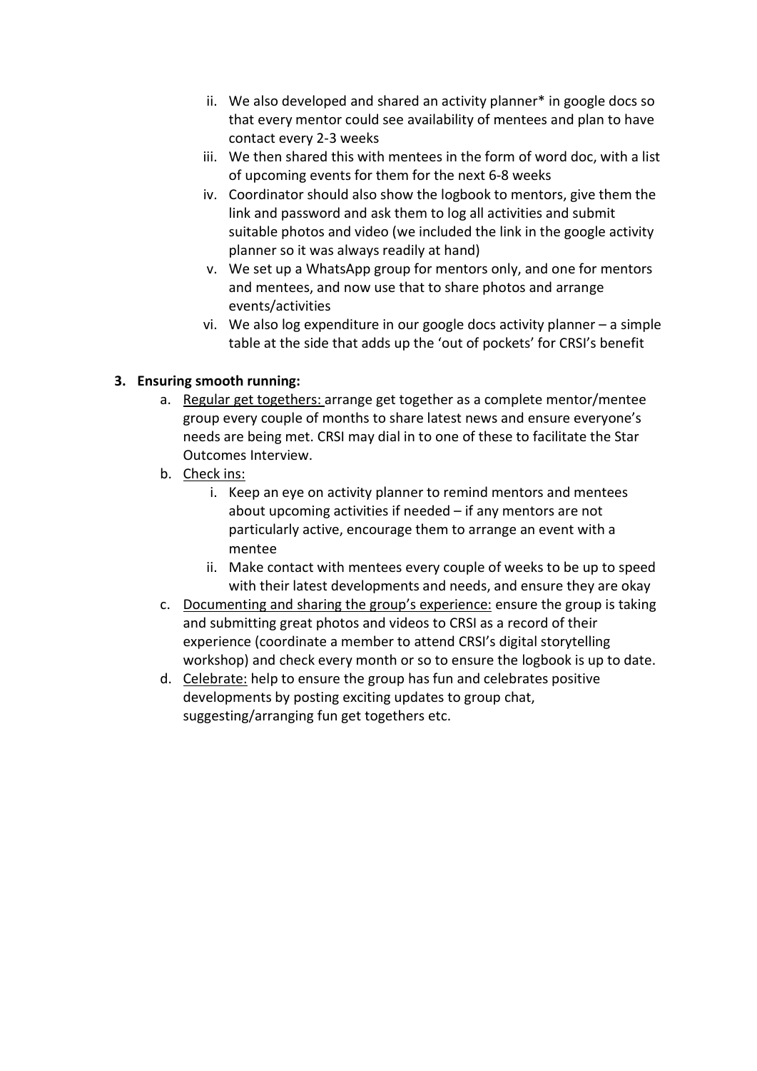ii. We also developed and shared an activity planner* in google docs so that every mentor could see availability of mentees and plan to have contact every 2-3 weeks

iii. We then shared this with mentees in the form of word doc, with a list of upcoming events for them for the next 6-8 weeks

iv. Coordinator should also show the logbook to mentors, give them the link and password and ask them to log all activities and submit suitable photos and video (we included the link in the google activity planner so it was always readily at hand)

v. We set up a WhatsApp group for mentors only, and one for mentors and mentees, and now use that to share photos and arrange events/activities

vi. We also log expenditure in our google docs activity planner – a simple table at the side that adds up the 'out of pockets' for CRSI's benefit

3. **Ensuring smooth running:**

   a. <u>Regular get togethers:</u> arrange get together as a complete mentor/mentee group every couple of months to share latest news and ensure everyone's needs are being met. CRSI may dial in to one of these to facilitate the Star Outcomes Interview.

   b. <u>Check ins:</u>

      i. Keep an eye on activity planner to remind mentors and mentees about upcoming activities if needed – if any mentors are not particularly active, encourage them to arrange an event with a mentee

      ii. Make contact with mentees every couple of weeks to be up to speed with their latest developments and needs, and ensure they are okay

   c. <u>Documenting and sharing the group's experience:</u> ensure the group is taking and submitting great photos and videos to CRSI as a record of their experience (coordinate a member to attend CRSI's digital storytelling workshop) and check every month or so to ensure the logbook is up to date.

   d. <u>Celebrate:</u> help to ensure the group has fun and celebrates positive developments by posting exciting updates to group chat, suggesting/arranging fun get togethers etc.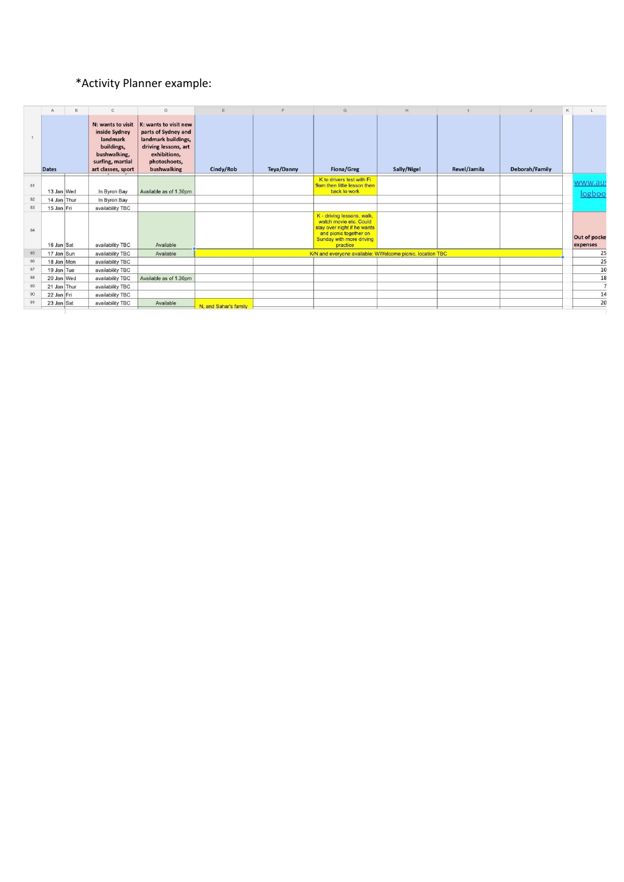*Activity Planner example:

| | A | B | C | D | E | F | G | H | I | J | K | L |
|---|---|---|---|---|---|---|---|---|---|---|---|---|
| 1 | Dates | | N: wants to visit inside Sydney landmark buildings, bushwalking, surfing, martial art classes, sport | K: wants to visit new parts of Sydney and landmark buildings, driving lessons, art exhibitions, photoshoots, bushwalking | Cindy/Rob | Teya/Danny | Fiona/Greg | Sally/Nigel | Revel/Jamila | Deborah/Family | | |
| 81 | 13 Jan | Wed | In Byron Bay | Available as of 1.30pm | | | K to drivers test with Fi 9am then little lesson then back to work | | | | | www.aus logboo |
| 82 | 14 Jan | Thur | In Byron Bay | | | | | | | | | |
| 83 | 15 Jan | Fri | availability TBC | | | | | | | | | |
| 84 | 16 Jan | Sat | availability TBC | Available | | | K - driving lessons, walk, watch movie etc. Could stay over night if he wants and picnic together on Sunday with more driving practice | | | | | Out of pocke expenses |
| 85 | 17 Jan | Sun | availability TBC | Available | K/N and everyone available: WWelcome picnic, location TBC | | | | | | | 25 |
| 86 | 18 Jan | Mon | availability TBC | | | | | | | | | 25 |
| 87 | 19 Jan | Tue | availability TBC | | | | | | | | | 10 |
| 88 | 20 Jan | Wed | availability TBC | Available as of 1.30pm | | | | | | | | 18 |
| 89 | 21 Jan | Thur | availability TBC | | | | | | | | | 7 |
| 90 | 22 Jan | Fri | availability TBC | | | | | | | | | 14 |
| 91 | 23 Jan | Sat | availability TBC | Available | N, and Sahar's family | | | | | | | 20 |